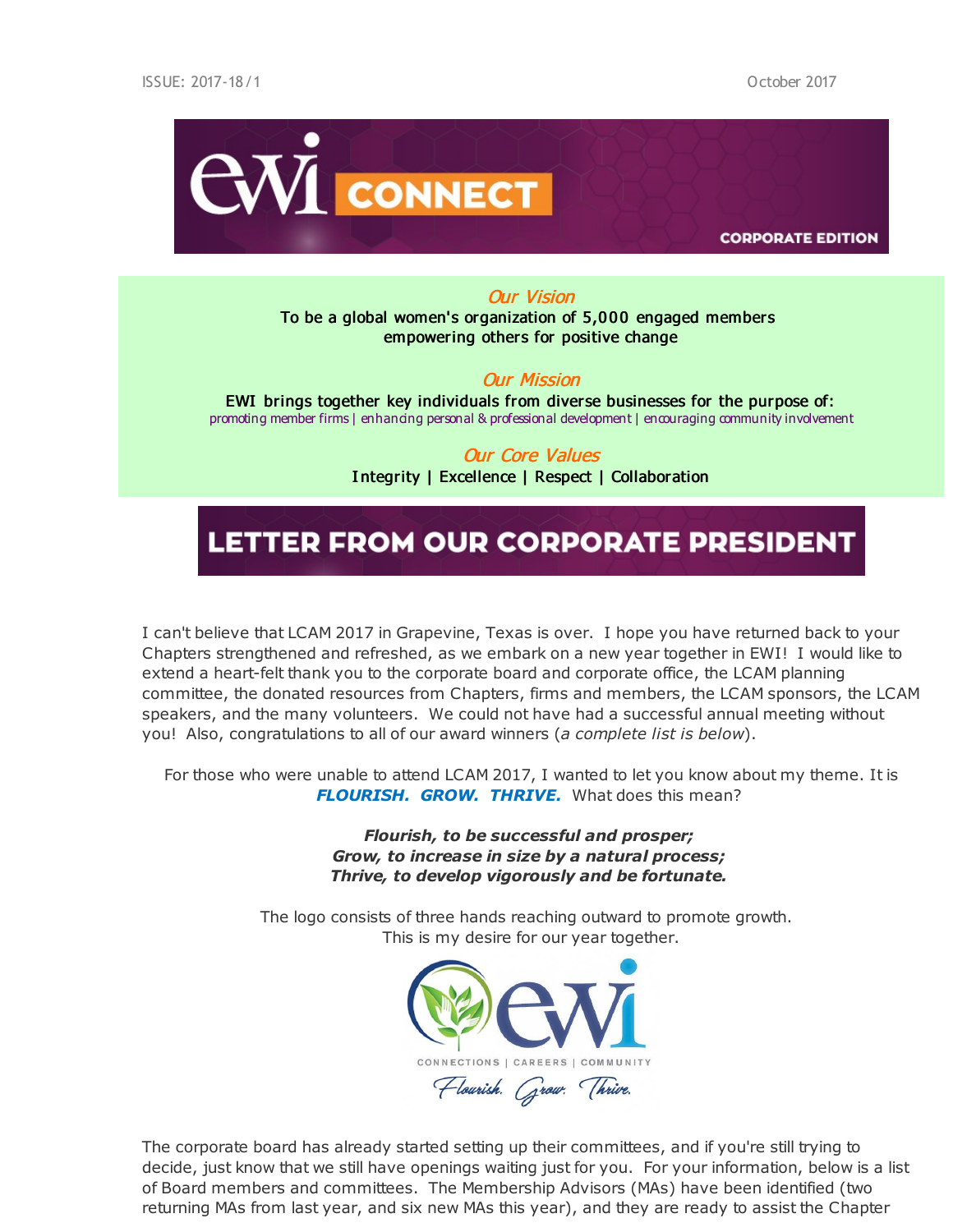ISSUE: 2017-18 / 1 October 2017

# EWI CONNECT

CORPORATE EDITION

## *Our Vision*

**To be a global women's organization of 5,000 engaged members empowering others for positive change**

## *Our Mission*

**EWI brings together key individuals from diverse businesses for the purpose of:**

promoting member firms | enhancing personal & professional development | encouraging community involvement

## *Our Core Values*

**Integrity | Excellence | Respect | Collaboration**

# LETTER FROM OUR CORPORATE PRESIDENT

I can't believe that LCAM 2017 in Grapevine, Texas is over. I hope you have returned back to your Chapters strengthened and refreshed, as we embark on a new year together in EWI! I would like to extend a heart-felt thank you to the corporate board and corporate office, the LCAM planning committee, the donated resources from Chapters, firms and members, the LCAM sponsors, the LCAM speakers, and the many volunteers. We could not have had a successful annual meeting without you! Also, congratulations to all of our award winners (*a complete list is below*).

For those who were unable to attend LCAM 2017, I wanted to let you know about my theme. It is ***FLOURISH. GROW. THRIVE.*** What does this mean?

***Flourish, to be successful and prosper;***
***Grow, to increase in size by a natural process;***
***Thrive, to develop vigorously and be fortunate.***

The logo consists of three hands reaching outward to promote growth.
This is my desire for our year together.

EWI
CONNECTIONS | CAREERS | COMMUNITY
*Flourish. Grow. Thrive.*

The corporate board has already started setting up their committees, and if you're still trying to decide, just know that we still have openings waiting just for you. For your information, below is a list of Board members and committees. The Membership Advisors (MAs) have been identified (two returning MAs from last year, and six new MAs this year), and they are ready to assist the Chapter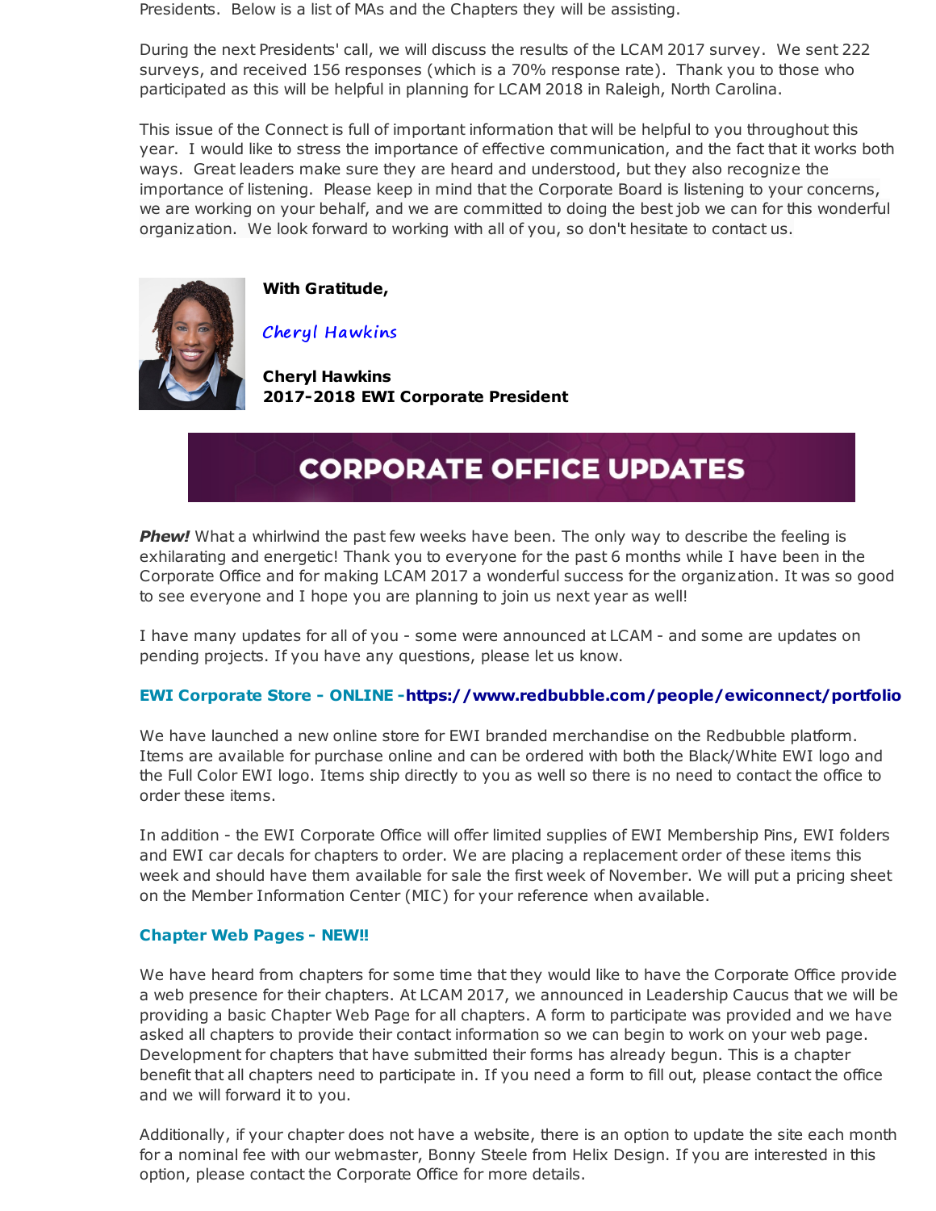Presidents. Below is a list of MAs and the Chapters they will be assisting.

During the next Presidents' call, we will discuss the results of the LCAM 2017 survey. We sent 222 surveys, and received 156 responses (which is a 70% response rate). Thank you to those who participated as this will be helpful in planning for LCAM 2018 in Raleigh, North Carolina.

This issue of the Connect is full of important information that will be helpful to you throughout this year. I would like to stress the importance of effective communication, and the fact that it works both ways. Great leaders make sure they are heard and understood, but they also recognize the importance of listening. Please keep in mind that the Corporate Board is listening to your concerns, we are working on your behalf, and we are committed to doing the best job we can for this wonderful organization. We look forward to working with all of you, so don't hesitate to contact us.

**With Gratitude,**

*Cheryl Hawkins*

**Cheryl Hawkins**
**2017-2018 EWI Corporate President**

# CORPORATE OFFICE UPDATES

***Phew!*** What a whirlwind the past few weeks have been. The only way to describe the feeling is exhilarating and energetic! Thank you to everyone for the past 6 months while I have been in the Corporate Office and for making LCAM 2017 a wonderful success for the organization. It was so good to see everyone and I hope you are planning to join us next year as well!

I have many updates for all of you - some were announced at LCAM - and some are updates on pending projects. If you have any questions, please let us know.

### EWI Corporate Store - ONLINE - https://www.redbubble.com/people/ewiconnect/portfolio

We have launched a new online store for EWI branded merchandise on the Redbubble platform. Items are available for purchase online and can be ordered with both the Black/White EWI logo and the Full Color EWI logo. Items ship directly to you as well so there is no need to contact the office to order these items.

In addition - the EWI Corporate Office will offer limited supplies of EWI Membership Pins, EWI folders and EWI car decals for chapters to order. We are placing a replacement order of these items this week and should have them available for sale the first week of November. We will put a pricing sheet on the Member Information Center (MIC) for your reference when available.

### Chapter Web Pages - NEW!!

We have heard from chapters for some time that they would like to have the Corporate Office provide a web presence for their chapters. At LCAM 2017, we announced in Leadership Caucus that we will be providing a basic Chapter Web Page for all chapters. A form to participate was provided and we have asked all chapters to provide their contact information so we can begin to work on your web page. Development for chapters that have submitted their forms has already begun. This is a chapter benefit that all chapters need to participate in. If you need a form to fill out, please contact the office and we will forward it to you.

Additionally, if your chapter does not have a website, there is an option to update the site each month for a nominal fee with our webmaster, Bonny Steele from Helix Design. If you are interested in this option, please contact the Corporate Office for more details.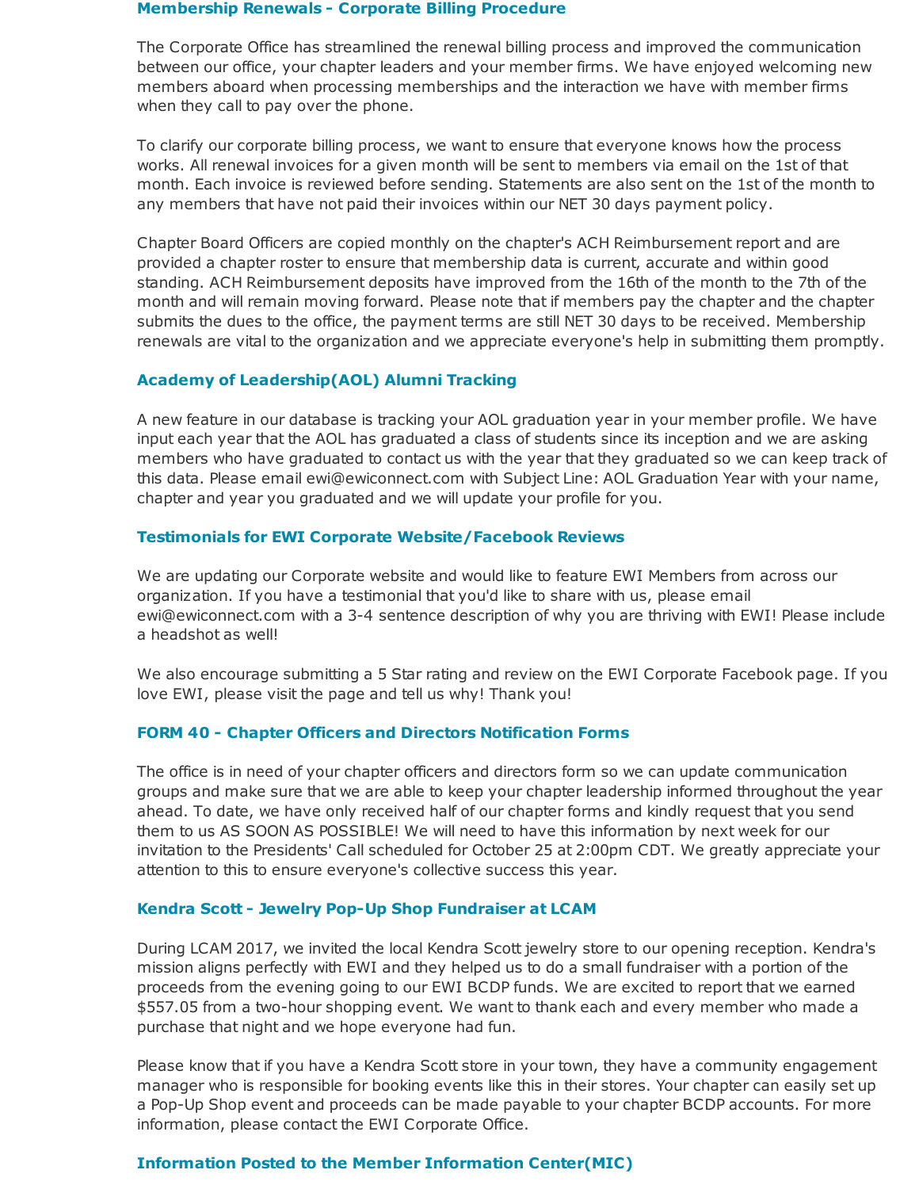### Membership Renewals - Corporate Billing Procedure

The Corporate Office has streamlined the renewal billing process and improved the communication between our office, your chapter leaders and your member firms. We have enjoyed welcoming new members aboard when processing memberships and the interaction we have with member firms when they call to pay over the phone.

To clarify our corporate billing process, we want to ensure that everyone knows how the process works. All renewal invoices for a given month will be sent to members via email on the 1st of that month. Each invoice is reviewed before sending. Statements are also sent on the 1st of the month to any members that have not paid their invoices within our NET 30 days payment policy.

Chapter Board Officers are copied monthly on the chapter's ACH Reimbursement report and are provided a chapter roster to ensure that membership data is current, accurate and within good standing. ACH Reimbursement deposits have improved from the 16th of the month to the 7th of the month and will remain moving forward. Please note that if members pay the chapter and the chapter submits the dues to the office, the payment terms are still NET 30 days to be received. Membership renewals are vital to the organization and we appreciate everyone's help in submitting them promptly.

### Academy of Leadership(AOL) Alumni Tracking

A new feature in our database is tracking your AOL graduation year in your member profile. We have input each year that the AOL has graduated a class of students since its inception and we are asking members who have graduated to contact us with the year that they graduated so we can keep track of this data. Please email ewi@ewiconnect.com with Subject Line: AOL Graduation Year with your name, chapter and year you graduated and we will update your profile for you.

### Testimonials for EWI Corporate Website/Facebook Reviews

We are updating our Corporate website and would like to feature EWI Members from across our organization. If you have a testimonial that you'd like to share with us, please email ewi@ewiconnect.com with a 3-4 sentence description of why you are thriving with EWI! Please include a headshot as well!

We also encourage submitting a 5 Star rating and review on the EWI Corporate Facebook page. If you love EWI, please visit the page and tell us why! Thank you!

### FORM 40 - Chapter Officers and Directors Notification Forms

The office is in need of your chapter officers and directors form so we can update communication groups and make sure that we are able to keep your chapter leadership informed throughout the year ahead. To date, we have only received half of our chapter forms and kindly request that you send them to us AS SOON AS POSSIBLE! We will need to have this information by next week for our invitation to the Presidents' Call scheduled for October 25 at 2:00pm CDT. We greatly appreciate your attention to this to ensure everyone's collective success this year.

### Kendra Scott - Jewelry Pop-Up Shop Fundraiser at LCAM

During LCAM 2017, we invited the local Kendra Scott jewelry store to our opening reception. Kendra's mission aligns perfectly with EWI and they helped us to do a small fundraiser with a portion of the proceeds from the evening going to our EWI BCDP funds. We are excited to report that we earned $557.05 from a two-hour shopping event. We want to thank each and every member who made a purchase that night and we hope everyone had fun.

Please know that if you have a Kendra Scott store in your town, they have a community engagement manager who is responsible for booking events like this in their stores. Your chapter can easily set up a Pop-Up Shop event and proceeds can be made payable to your chapter BCDP accounts. For more information, please contact the EWI Corporate Office.

### Information Posted to the Member Information Center(MIC)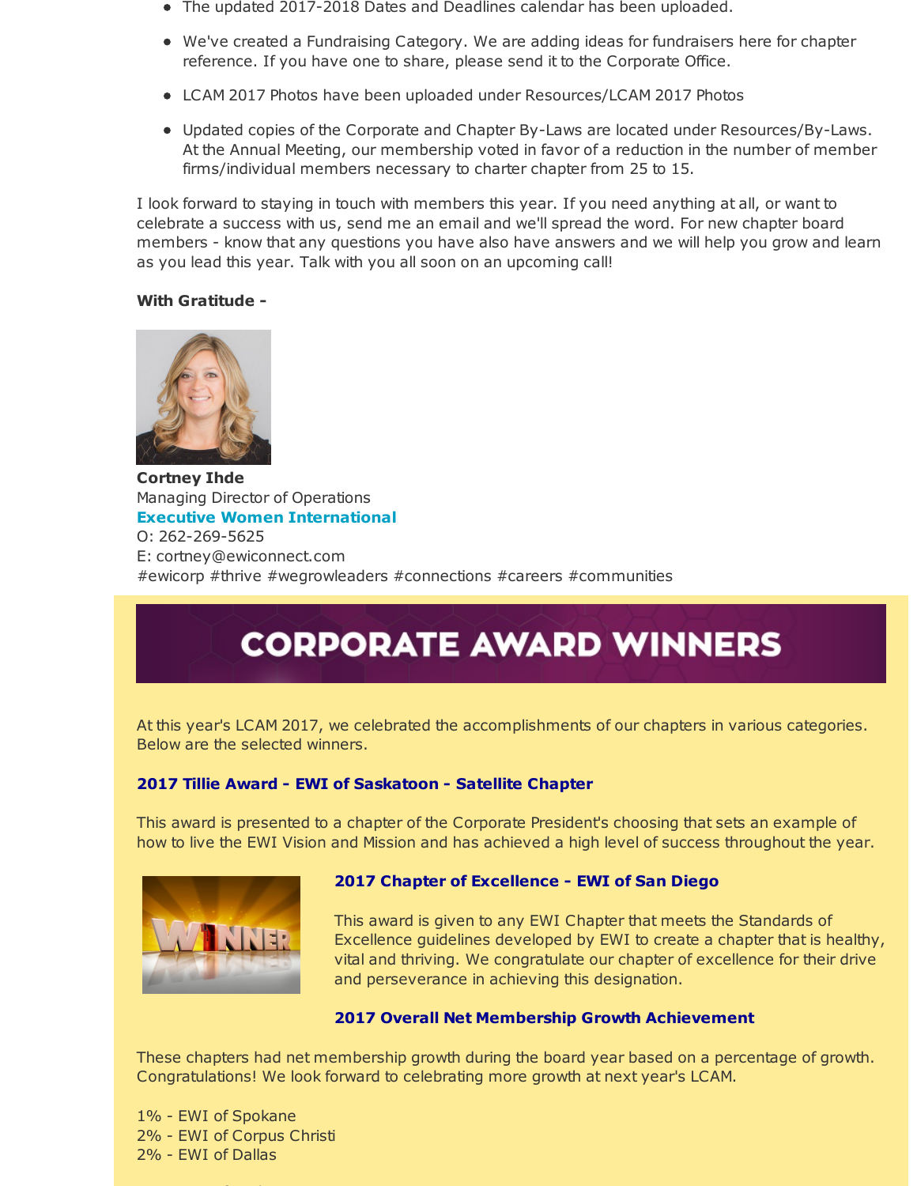- The updated 2017-2018 Dates and Deadlines calendar has been uploaded.
- We've created a Fundraising Category. We are adding ideas for fundraisers here for chapter reference. If you have one to share, please send it to the Corporate Office.
- LCAM 2017 Photos have been uploaded under Resources/LCAM 2017 Photos
- Updated copies of the Corporate and Chapter By-Laws are located under Resources/By-Laws. At the Annual Meeting, our membership voted in favor of a reduction in the number of member firms/individual members necessary to charter chapter from 25 to 15.

I look forward to staying in touch with members this year. If you need anything at all, or want to celebrate a success with us, send me an email and we'll spread the word. For new chapter board members - know that any questions you have also have answers and we will help you grow and learn as you lead this year. Talk with you all soon on an upcoming call!

**With Gratitude -**

**Cortney Ihde**
Managing Director of Operations
**Executive Women International**
O: 262-269-5625
E: cortney@ewiconnect.com
#ewicorp #thrive #wegrowleaders #connections #careers #communities

# CORPORATE AWARD WINNERS

At this year's LCAM 2017, we celebrated the accomplishments of our chapters in various categories. Below are the selected winners.

### 2017 Tillie Award - EWI of Saskatoon - Satellite Chapter

This award is presented to a chapter of the Corporate President's choosing that sets an example of how to live the EWI Vision and Mission and has achieved a high level of success throughout the year.

### 2017 Chapter of Excellence - EWI of San Diego

This award is given to any EWI Chapter that meets the Standards of Excellence guidelines developed by EWI to create a chapter that is healthy, vital and thriving. We congratulate our chapter of excellence for their drive and perseverance in achieving this designation.

### 2017 Overall Net Membership Growth Achievement

These chapters had net membership growth during the board year based on a percentage of growth. Congratulations! We look forward to celebrating more growth at next year's LCAM.

1% - EWI of Spokane
2% - EWI of Corpus Christi
2% - EWI of Dallas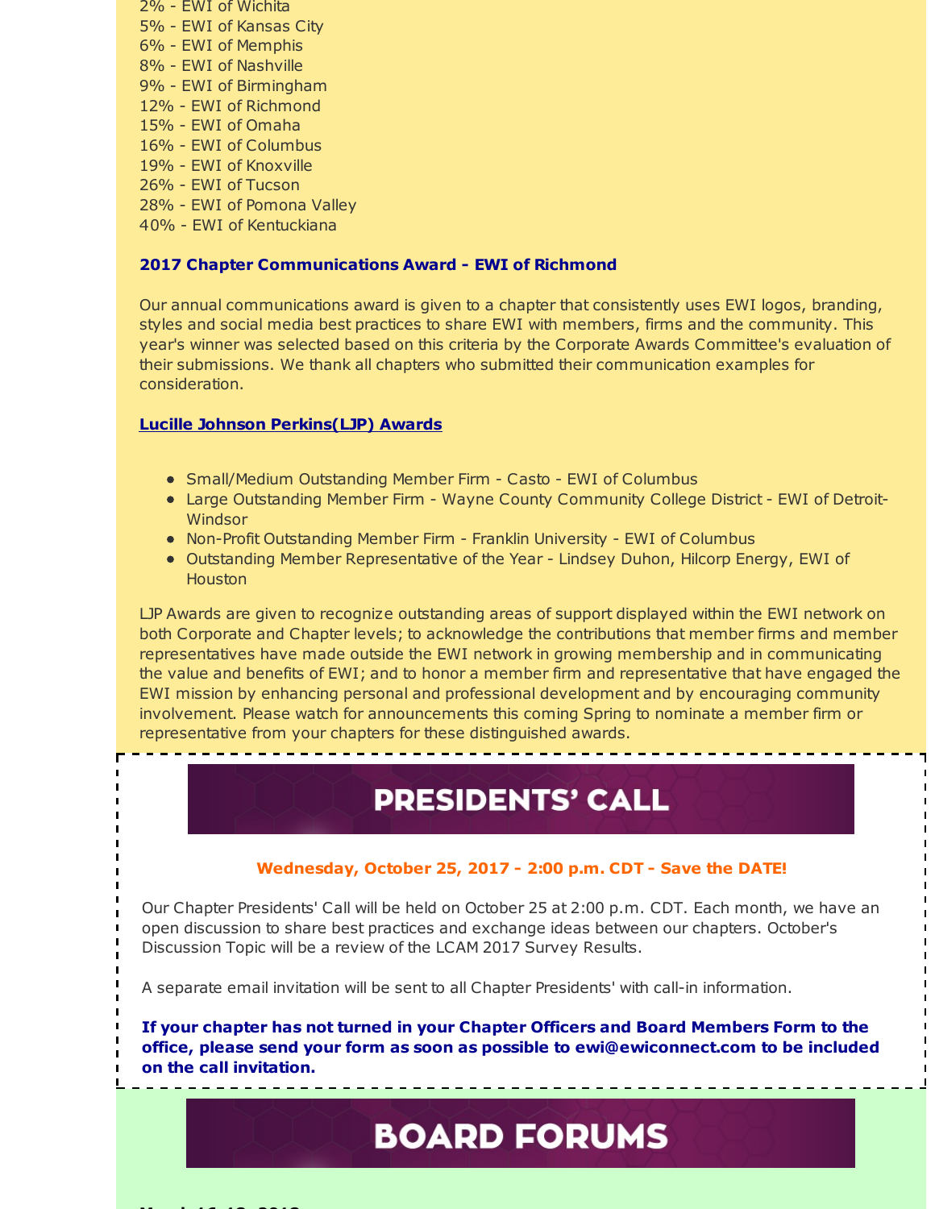2% - EWI of Wichita
5% - EWI of Kansas City
6% - EWI of Memphis
8% - EWI of Nashville
9% - EWI of Birmingham
12% - EWI of Richmond
15% - EWI of Omaha
16% - EWI of Columbus
19% - EWI of Knoxville
26% - EWI of Tucson
28% - EWI of Pomona Valley
40% - EWI of Kentuckiana

**2017 Chapter Communications Award - EWI of Richmond**

Our annual communications award is given to a chapter that consistently uses EWI logos, branding, styles and social media best practices to share EWI with members, firms and the community. This year's winner was selected based on this criteria by the Corporate Awards Committee's evaluation of their submissions. We thank all chapters who submitted their communication examples for consideration.

**Lucille Johnson Perkins(LJP) Awards**

- Small/Medium Outstanding Member Firm - Casto - EWI of Columbus
- Large Outstanding Member Firm - Wayne County Community College District - EWI of Detroit-Windsor
- Non-Profit Outstanding Member Firm - Franklin University - EWI of Columbus
- Outstanding Member Representative of the Year - Lindsey Duhon, Hilcorp Energy, EWI of Houston

LJP Awards are given to recognize outstanding areas of support displayed within the EWI network on both Corporate and Chapter levels; to acknowledge the contributions that member firms and member representatives have made outside the EWI network in growing membership and in communicating the value and benefits of EWI; and to honor a member firm and representative that have engaged the EWI mission by enhancing personal and professional development and by encouraging community involvement. Please watch for announcements this coming Spring to nominate a member firm or representative from your chapters for these distinguished awards.

# PRESIDENTS' CALL

**Wednesday, October 25, 2017 - 2:00 p.m. CDT - Save the DATE!**

Our Chapter Presidents' Call will be held on October 25 at 2:00 p.m. CDT. Each month, we have an open discussion to share best practices and exchange ideas between our chapters. October's Discussion Topic will be a review of the LCAM 2017 Survey Results.

A separate email invitation will be sent to all Chapter Presidents' with call-in information.

**If your chapter has not turned in your Chapter Officers and Board Members Form to the office, please send your form as soon as possible to ewi@ewiconnect.com to be included on the call invitation.**

# BOARD FORUMS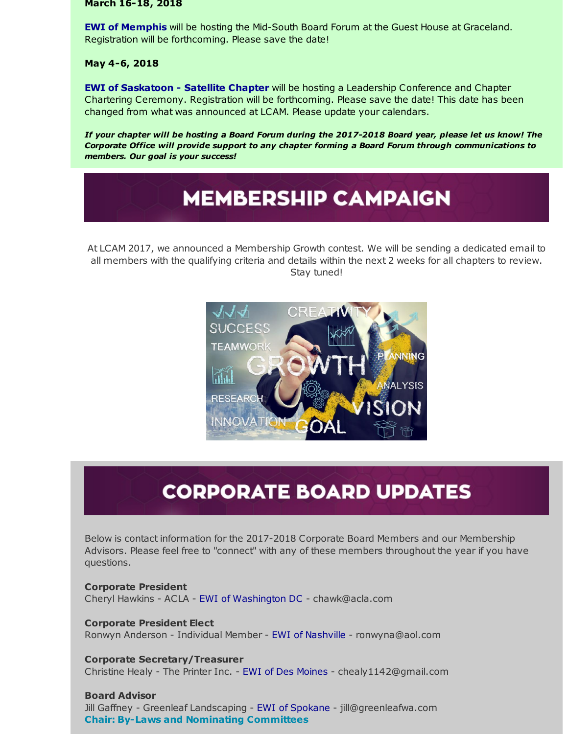**March 16-18, 2018**

**EWI of Memphis** will be hosting the Mid-South Board Forum at the Guest House at Graceland. Registration will be forthcoming. Please save the date!

**May 4-6, 2018**

**EWI of Saskatoon - Satellite Chapter** will be hosting a Leadership Conference and Chapter Chartering Ceremony. Registration will be forthcoming. Please save the date! This date has been changed from what was announced at LCAM. Please update your calendars.

***If your chapter will be hosting a Board Forum during the 2017-2018 Board year, please let us know! The Corporate Office will provide support to any chapter forming a Board Forum through communications to members. Our goal is your success!***

## MEMBERSHIP CAMPAIGN

At LCAM 2017, we announced a Membership Growth contest. We will be sending a dedicated email to all members with the qualifying criteria and details within the next 2 weeks for all chapters to review. Stay tuned!

## CORPORATE BOARD UPDATES

Below is contact information for the 2017-2018 Corporate Board Members and our Membership Advisors. Please feel free to "connect" with any of these members throughout the year if you have questions.

**Corporate President**
Cheryl Hawkins - ACLA - EWI of Washington DC - chawk@acla.com

**Corporate President Elect**
Ronwyn Anderson - Individual Member - EWI of Nashville - ronwyna@aol.com

**Corporate Secretary/Treasurer**
Christine Healy - The Printer Inc. - EWI of Des Moines - chealy1142@gmail.com

**Board Advisor**
Jill Gaffney - Greenleaf Landscaping - EWI of Spokane - jill@greenleafwa.com
**Chair: By-Laws and Nominating Committees**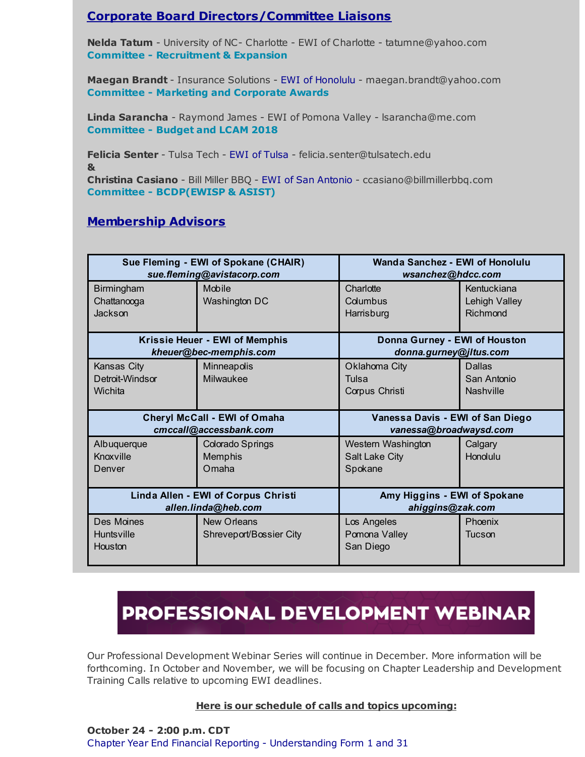## Corporate Board Directors/Committee Liaisons

**Nelda Tatum** - University of NC- Charlotte - EWI of Charlotte - tatumne@yahoo.com
**Committee - Recruitment & Expansion**

**Maegan Brandt** - Insurance Solutions - EWI of Honolulu - maegan.brandt@yahoo.com
**Committee - Marketing and Corporate Awards**

**Linda Sarancha** - Raymond James - EWI of Pomona Valley - lsarancha@me.com
**Committee - Budget and LCAM 2018**

**Felicia Senter** - Tulsa Tech - EWI of Tulsa - felicia.senter@tulsatech.edu
**&**
**Christina Casiano** - Bill Miller BBQ - EWI of San Antonio - ccasiano@billmillerbbq.com
**Committee - BCDP(EWISP & ASIST)**

## Membership Advisors

| **Sue Fleming - EWI of Spokane (CHAIR)** *sue.fleming@avistacorp.com* | | **Wanda Sanchez - EWI of Honolulu** *wsanchez@hdcc.com* | |
|---|---|---|---|
| Birmingham<br>Chattanooga<br>Jackson | Mobile<br>Washington DC | Charlotte<br>Columbus<br>Harrisburg | Kentuckiana<br>Lehigh Valley<br>Richmond |
| **Krissie Heuer - EWI of Memphis** *kheuer@bec-memphis.com* | | **Donna Gurney - EWI of Houston** *donna.gurney@jltus.com* | |
| Kansas City<br>Detroit-Windsor<br>Wichita | Minneapolis<br>Milwaukee | Oklahoma City<br>Tulsa<br>Corpus Christi | Dallas<br>San Antonio<br>Nashville |
| **Cheryl McCall - EWI of Omaha** *cmccall@accessbank.com* | | **Vanessa Davis - EWI of San Diego** *vanessa@broadwaysd.com* | |
| Albuquerque<br>Knoxville<br>Denver | Colorado Springs<br>Memphis<br>Omaha | Western Washington<br>Salt Lake City<br>Spokane | Calgary<br>Honolulu |
| **Linda Allen - EWI of Corpus Christi** *allen.linda@heb.com* | | **Amy Higgins - EWI of Spokane** *ahiggins@zak.com* | |
| Des Moines<br>Huntsville<br>Houston | New Orleans<br>Shreveport/Bossier City | Los Angeles<br>Pomona Valley<br>San Diego | Phoenix<br>Tucson |

## PROFESSIONAL DEVELOPMENT WEBINAR

Our Professional Development Webinar Series will continue in December. More information will be forthcoming. In October and November, we will be focusing on Chapter Leadership and Development Training Calls relative to upcoming EWI deadlines.

**Here is our schedule of calls and topics upcoming:**

**October 24 - 2:00 p.m. CDT**
Chapter Year End Financial Reporting - Understanding Form 1 and 31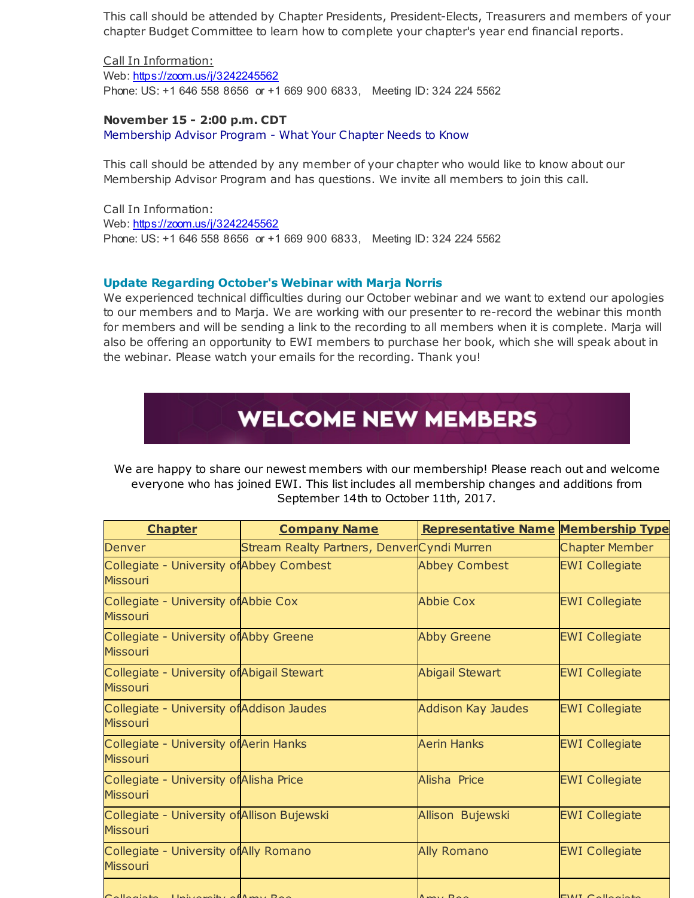This call should be attended by Chapter Presidents, President-Elects, Treasurers and members of your chapter Budget Committee to learn how to complete your chapter's year end financial reports.

Call In Information:
Web: https://zoom.us/j/3242245562
Phone: US: +1 646 558 8656 or +1 669 900 6833, Meeting ID: 324 224 5562

**November 15 - 2:00 p.m. CDT**
Membership Advisor Program - What Your Chapter Needs to Know

This call should be attended by any member of your chapter who would like to know about our Membership Advisor Program and has questions. We invite all members to join this call.

Call In Information:
Web: https://zoom.us/j/3242245562
Phone: US: +1 646 558 8656 or +1 669 900 6833, Meeting ID: 324 224 5562

### Update Regarding October's Webinar with Marja Norris

We experienced technical difficulties during our October webinar and we want to extend our apologies to our members and to Marja. We are working with our presenter to re-record the webinar this month for members and will be sending a link to the recording to all members when it is complete. Marja will also be offering an opportunity to EWI members to purchase her book, which she will speak about in the webinar. Please watch your emails for the recording. Thank you!

## WELCOME NEW MEMBERS

We are happy to share our newest members with our membership! Please reach out and welcome everyone who has joined EWI. This list includes all membership changes and additions from September 14th to October 11th, 2017.

| Chapter | Company Name | Representative Name | Membership Type |
|---|---|---|---|
| Denver | Stream Realty Partners, Denver | Cyndi Murren | Chapter Member |
| Collegiate - University of Missouri | Abbey Combest | Abbey Combest | EWI Collegiate |
| Collegiate - University of Missouri | Abbie Cox | Abbie Cox | EWI Collegiate |
| Collegiate - University of Missouri | Abby Greene | Abby Greene | EWI Collegiate |
| Collegiate - University of Missouri | Abigail Stewart | Abigail Stewart | EWI Collegiate |
| Collegiate - University of Missouri | Addison Jaudes | Addison Kay Jaudes | EWI Collegiate |
| Collegiate - University of Missouri | Aerin Hanks | Aerin Hanks | EWI Collegiate |
| Collegiate - University of Missouri | Alisha Price | Alisha Price | EWI Collegiate |
| Collegiate - University of Missouri | Allison Bujewski | Allison Bujewski | EWI Collegiate |
| Collegiate - University of Missouri | Ally Romano | Ally Romano | EWI Collegiate |
| Collegiate - University of | Amy Roe | Amy Roe | EWI Collegiate |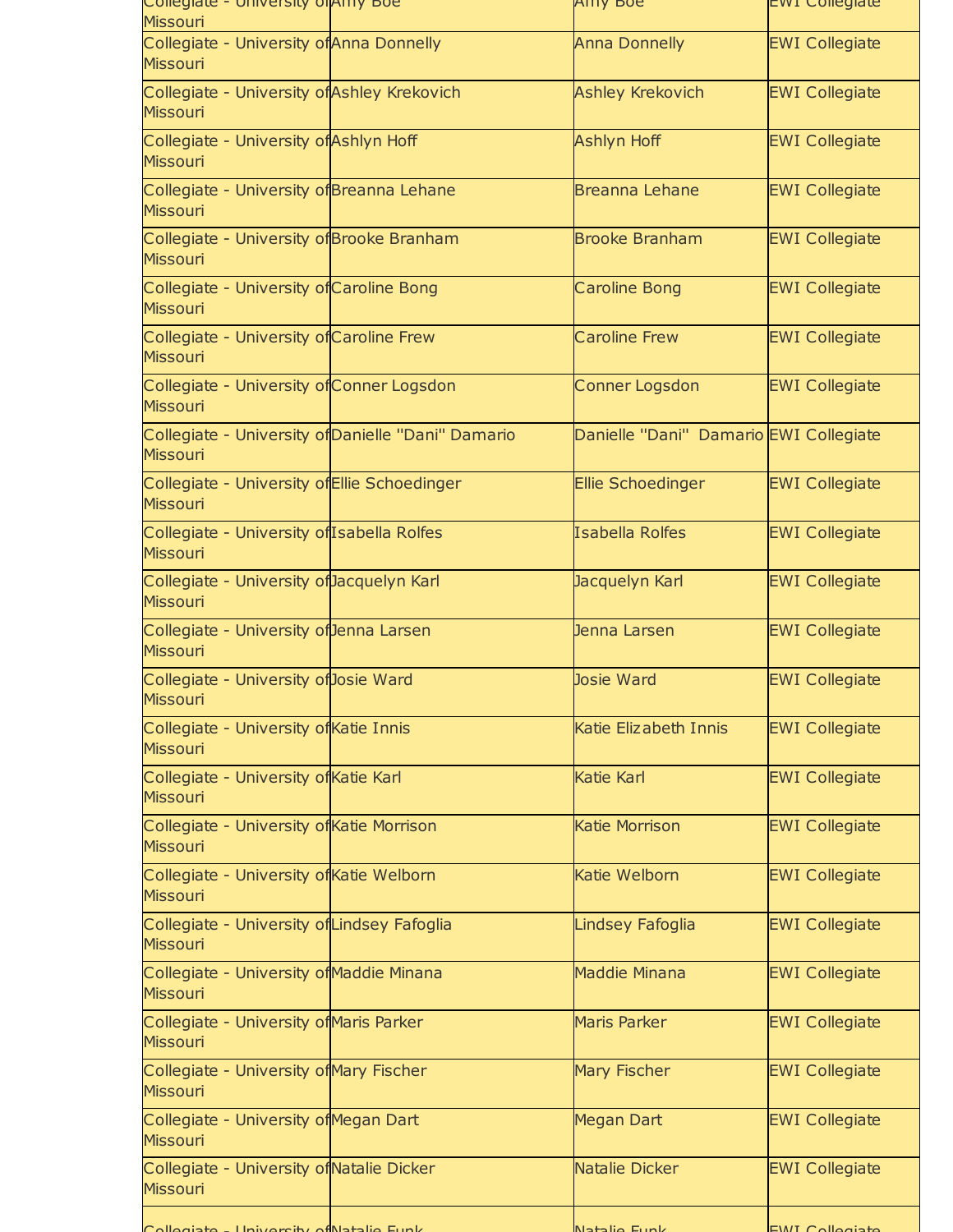| | | | |
|---|---|---|---|
| Collegiate - University of Missouri | Amy Boe | Amy Boe | EWI Collegiate |
| Collegiate - University of Missouri | Anna Donnelly | Anna Donnelly | EWI Collegiate |
| Collegiate - University of Missouri | Ashley Krekovich | Ashley Krekovich | EWI Collegiate |
| Collegiate - University of Missouri | Ashlyn Hoff | Ashlyn Hoff | EWI Collegiate |
| Collegiate - University of Missouri | Breanna Lehane | Breanna Lehane | EWI Collegiate |
| Collegiate - University of Missouri | Brooke Branham | Brooke Branham | EWI Collegiate |
| Collegiate - University of Missouri | Caroline Bong | Caroline Bong | EWI Collegiate |
| Collegiate - University of Missouri | Caroline Frew | Caroline Frew | EWI Collegiate |
| Collegiate - University of Missouri | Conner Logsdon | Conner Logsdon | EWI Collegiate |
| Collegiate - University of Missouri | Danielle "Dani" Damario | Danielle "Dani"  Damario | EWI Collegiate |
| Collegiate - University of Missouri | Ellie Schoedinger | Ellie Schoedinger | EWI Collegiate |
| Collegiate - University of Missouri | Isabella Rolfes | Isabella Rolfes | EWI Collegiate |
| Collegiate - University of Missouri | Jacquelyn Karl | Jacquelyn Karl | EWI Collegiate |
| Collegiate - University of Missouri | Jenna Larsen | Jenna Larsen | EWI Collegiate |
| Collegiate - University of Missouri | Josie Ward | Josie Ward | EWI Collegiate |
| Collegiate - University of Missouri | Katie Innis | Katie Elizabeth Innis | EWI Collegiate |
| Collegiate - University of Missouri | Katie Karl | Katie Karl | EWI Collegiate |
| Collegiate - University of Missouri | Katie Morrison | Katie Morrison | EWI Collegiate |
| Collegiate - University of Missouri | Katie Welborn | Katie Welborn | EWI Collegiate |
| Collegiate - University of Missouri | Lindsey Fafoglia | Lindsey Fafoglia | EWI Collegiate |
| Collegiate - University of Missouri | Maddie Minana | Maddie Minana | EWI Collegiate |
| Collegiate - University of Missouri | Maris Parker | Maris Parker | EWI Collegiate |
| Collegiate - University of Missouri | Mary Fischer | Mary Fischer | EWI Collegiate |
| Collegiate - University of Missouri | Megan Dart | Megan Dart | EWI Collegiate |
| Collegiate - University of Missouri | Natalie Dicker | Natalie Dicker | EWI Collegiate |
| Collegiate - University of Missouri | Natalie Funk | Natalie Funk | EWI Collegiate |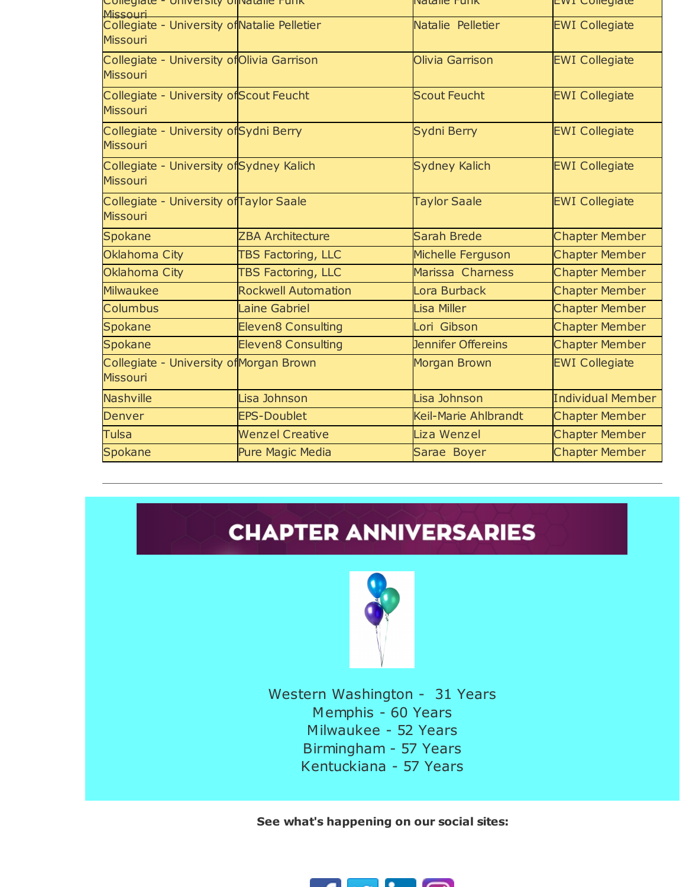| | | | |
|---|---|---|---|
| Collegiate - University of Missouri | Natalie Funk | Natalie Funk | EWI Collegiate |
| Collegiate - University of Missouri | Natalie Pelletier | Natalie Pelletier | EWI Collegiate |
| Collegiate - University of Missouri | Olivia Garrison | Olivia Garrison | EWI Collegiate |
| Collegiate - University of Missouri | Scout Feucht | Scout Feucht | EWI Collegiate |
| Collegiate - University of Missouri | Sydni Berry | Sydni Berry | EWI Collegiate |
| Collegiate - University of Missouri | Sydney Kalich | Sydney Kalich | EWI Collegiate |
| Collegiate - University of Missouri | Taylor Saale | Taylor Saale | EWI Collegiate |
| Spokane | ZBA Architecture | Sarah Brede | Chapter Member |
| Oklahoma City | TBS Factoring, LLC | Michelle Ferguson | Chapter Member |
| Oklahoma City | TBS Factoring, LLC | Marissa Charness | Chapter Member |
| Milwaukee | Rockwell Automation | Lora Burback | Chapter Member |
| Columbus | Laine Gabriel | Lisa Miller | Chapter Member |
| Spokane | Eleven8 Consulting | Lori Gibson | Chapter Member |
| Spokane | Eleven8 Consulting | Jennifer Offereins | Chapter Member |
| Collegiate - University of Missouri | Morgan Brown | Morgan Brown | EWI Collegiate |
| Nashville | Lisa Johnson | Lisa Johnson | Individual Member |
| Denver | EPS-Doublet | Keil-Marie Ahlbrandt | Chapter Member |
| Tulsa | Wenzel Creative | Liza Wenzel | Chapter Member |
| Spokane | Pure Magic Media | Sarae Boyer | Chapter Member |

---

## CHAPTER ANNIVERSARIES

Western Washington - 31 Years
Memphis - 60 Years
Milwaukee - 52 Years
Birmingham - 57 Years
Kentuckiana - 57 Years

**See what's happening on our social sites:**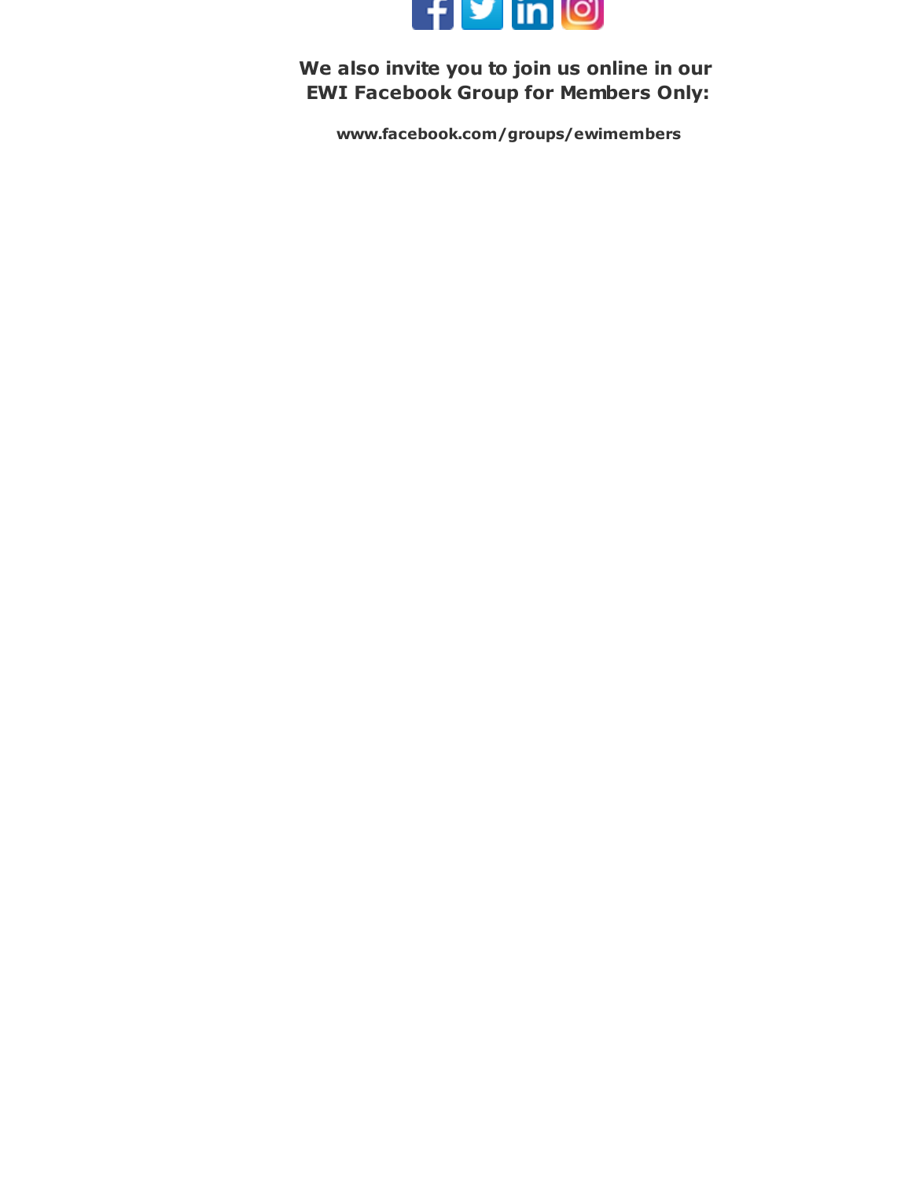**We also invite you to join us online in our EWI Facebook Group for Members Only:**

**www.facebook.com/groups/ewimembers**